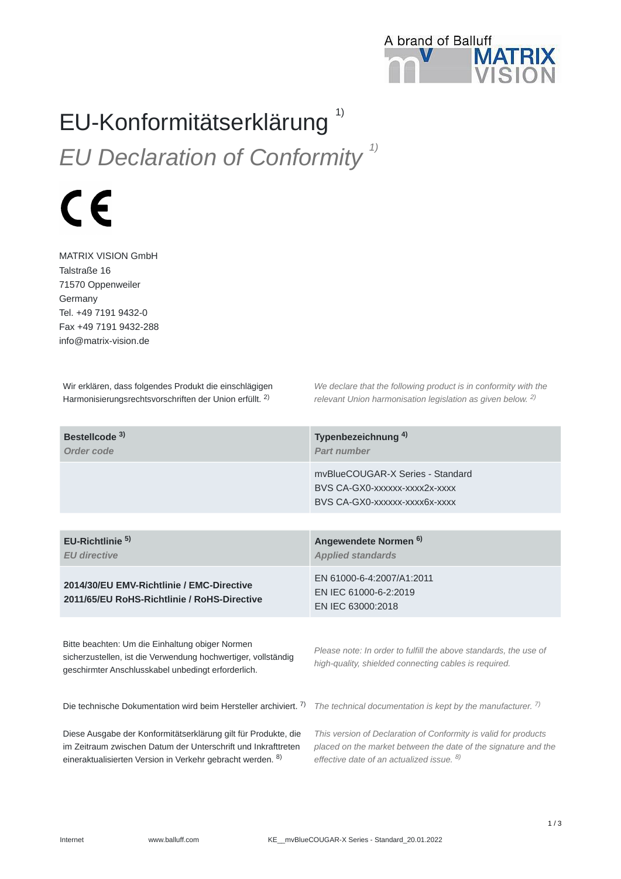A brand of Balluff

# EU-Konformitätserklärung [1)]

## *EU Declaration of Conformity [1)]*

CE

MATRIX VISION GmbH
Talstraße 16
71570 Oppenweiler
Germany
Tel. +49 7191 9432-0
Fax +49 7191 9432-288
info@matrix-vision.de

Wir erklären, dass folgendes Produkt die einschlägigen Harmonisierungsrechtsvorschriften der Union erfüllt. [2)]

*We declare that the following product is in conformity with the relevant Union harmonisation legislation as given below. [2)]*

| **Bestellcode [3)]**<br>***Order code*** | **Typenbezeichnung [4)]**<br>***Part number*** |
|---|---|
| | mvBlueCOUGAR-X Series - Standard<br>BVS CA-GX0-xxxxxx-xxxx2x-xxxx<br>BVS CA-GX0-xxxxxx-xxxx6x-xxxx |

| **EU-Richtlinie [5)]**<br>***EU directive*** | **Angewendete Normen [6)]**<br>***Applied standards*** |
|---|---|
| **2014/30/EU EMV-Richtlinie / EMC-Directive**<br>**2011/65/EU RoHS-Richtlinie / RoHS-Directive** | EN 61000-6-4:2007/A1:2011<br>EN IEC 61000-6-2:2019<br>EN IEC 63000:2018 |

Bitte beachten: Um die Einhaltung obiger Normen sicherzustellen, ist die Verwendung hochwertiger, vollständig geschirmter Anschlusskabel unbedingt erforderlich.

*Please note: In order to fulfill the above standards, the use of high-quality, shielded connecting cables is required.*

Die technische Dokumentation wird beim Hersteller archiviert. [7)]

*The technical documentation is kept by the manufacturer. [7)]*

Diese Ausgabe der Konformitätserklärung gilt für Produkte, die im Zeitraum zwischen Datum der Unterschrift und Inkrafttreten eineraktualisierten Version in Verkehr gebracht werden. [8)]

*This version of Declaration of Conformity is valid for products placed on the market between the date of the signature and the effective date of an actualized issue. [8)]*

Internet www.balluff.com KE__mvBlueCOUGAR-X Series - Standard_20.01.2022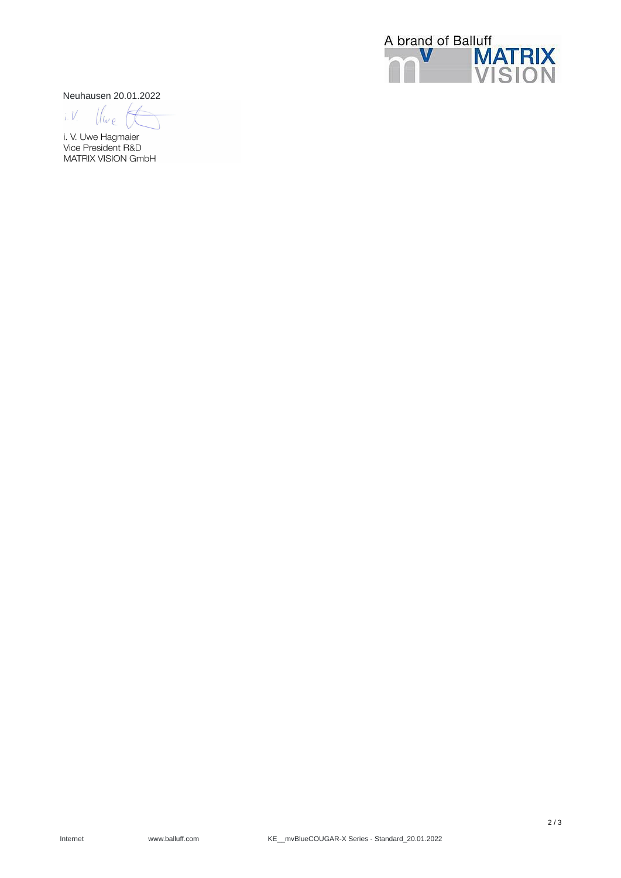Neuhausen 20.01.2022

i. V. Uwe Hagmaier
Vice President R&D
MATRIX VISION GmbH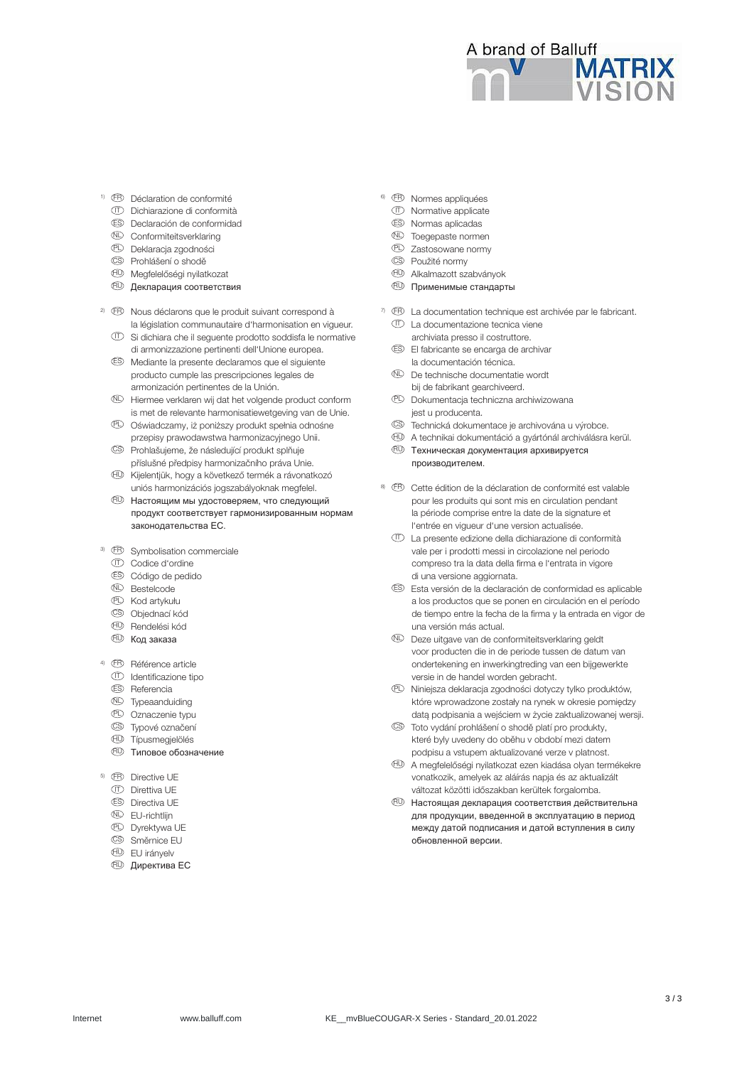A brand of Balluff

MATRIX VISION

1) (FR) Déclaration de conformité
(IT) Dichiarazione di conformità
(ES) Declaración de conformidad
(NL) Conformiteitsverklaring
(PL) Deklaracja zgodności
(CS) Prohlášení o shodě
(HU) Megfelelőségi nyilatkozat
(RU) Декларация соответствия

2) (FR) Nous déclarons que le produit suivant correspond à la législation communautaire d'harmonisation en vigueur.
(IT) Si dichiara che il seguente prodotto soddisfa le normative di armonizzazione pertinenti dell'Unione europea.
(ES) Mediante la presente declaramos que el siguiente producto cumple las prescripciones legales de armonización pertinentes de la Unión.
(NL) Hiermee verklaren wij dat het volgende product conform is met de relevante harmonisatiewetgeving van de Unie.
(PL) Oświadczamy, iż poniższy produkt spełnia odnośne przepisy prawodawstwa harmonizacyjnego Unii.
(CS) Prohlašujeme, že následující produkt splňuje příslušné předpisy harmonizačního práva Unie.
(HU) Kijelentjük, hogy a következő termék a rávonatkozó uniós harmonizációs jogszabályoknak megfelel.
(RU) Настоящим мы удостоверяем, что следующий продукт соответствует гармонизированным нормам законодательства ЕС.

3) (FR) Symbolisation commerciale
(IT) Codice d'ordine
(ES) Código de pedido
(NL) Bestelcode
(PL) Kod artykułu
(CS) Objednací kód
(HU) Rendelési kód
(RU) Код заказа

4) (FR) Référence article
(IT) Identificazione tipo
(ES) Referencia
(NL) Typeaanduiding
(PL) Oznaczenie typu
(CS) Typové označení
(HU) Típusmegjelölés
(RU) Типовое обозначение

5) (FR) Directive UE
(IT) Direttiva UE
(ES) Directiva UE
(NL) EU-richtlijn
(PL) Dyrektywa UE
(CS) Směrnice EU
(HU) EU irányelv
(RU) Директива ЕС

6) (FR) Normes appliquées
(IT) Normative applicate
(ES) Normas aplicadas
(NL) Toegepaste normen
(PL) Zastosowane normy
(CS) Použité normy
(HU) Alkalmazott szabványok
(RU) Применимые стандарты

7) (FR) La documentation technique est archivée par le fabricant.
(IT) La documentazione tecnica viene archiviata presso il costruttore.
(ES) El fabricante se encarga de archivar la documentación técnica.
(NL) De technische documentatie wordt bij de fabrikant gearchiveerd.
(PL) Dokumentacja techniczna archiwizowana jest u producenta.
(CS) Technická dokumentace je archivována u výrobce.
(HU) A technikai dokumentáció a gyártónál archiválásra kerül.
(RU) Техническая документация архивируется производителем.

8) (FR) Cette édition de la déclaration de conformité est valable pour les produits qui sont mis en circulation pendant la période comprise entre la date de la signature et l'entrée en vigueur d'une version actualisée.
(IT) La presente edizione della dichiarazione di conformità vale per i prodotti messi in circolazione nel periodo compreso tra la data della firma e l'entrata in vigore di una versione aggiornata.
(ES) Esta versión de la declaración de conformidad es aplicable a los productos que se ponen en circulación en el período de tiempo entre la fecha de la firma y la entrada en vigor de una versión más actual.
(NL) Deze uitgave van de conformiteitsverklaring geldt voor producten die in de periode tussen de datum van ondertekening en inwerkingtreding van een bijgewerkte versie in de handel worden gebracht.
(PL) Niniejsza deklaracja zgodności dotyczy tylko produktów, które wprowadzone zostały na rynek w okresie pomiędzy datą podpisania a wejściem w życie zaktualizowanej wersji.
(CS) Toto vydání prohlášení o shodě platí pro produkty, které byly uvedeny do oběhu v období mezi datem podpisu a vstupem aktualizované verze v platnost.
(HU) A megfelelőségi nyilatkozat ezen kiadása olyan termékekre vonatkozik, amelyek az aláírás napja és az aktualizált változat közötti időszakban kerültek forgalomba.
(RU) Настоящая декларация соответствия действительна для продукции, введенной в эксплуатацию в период между датой подписания и датой вступления в силу обновленной версии.

Internet www.balluff.com KE__mvBlueCOUGAR-X Series - Standard_20.01.2022